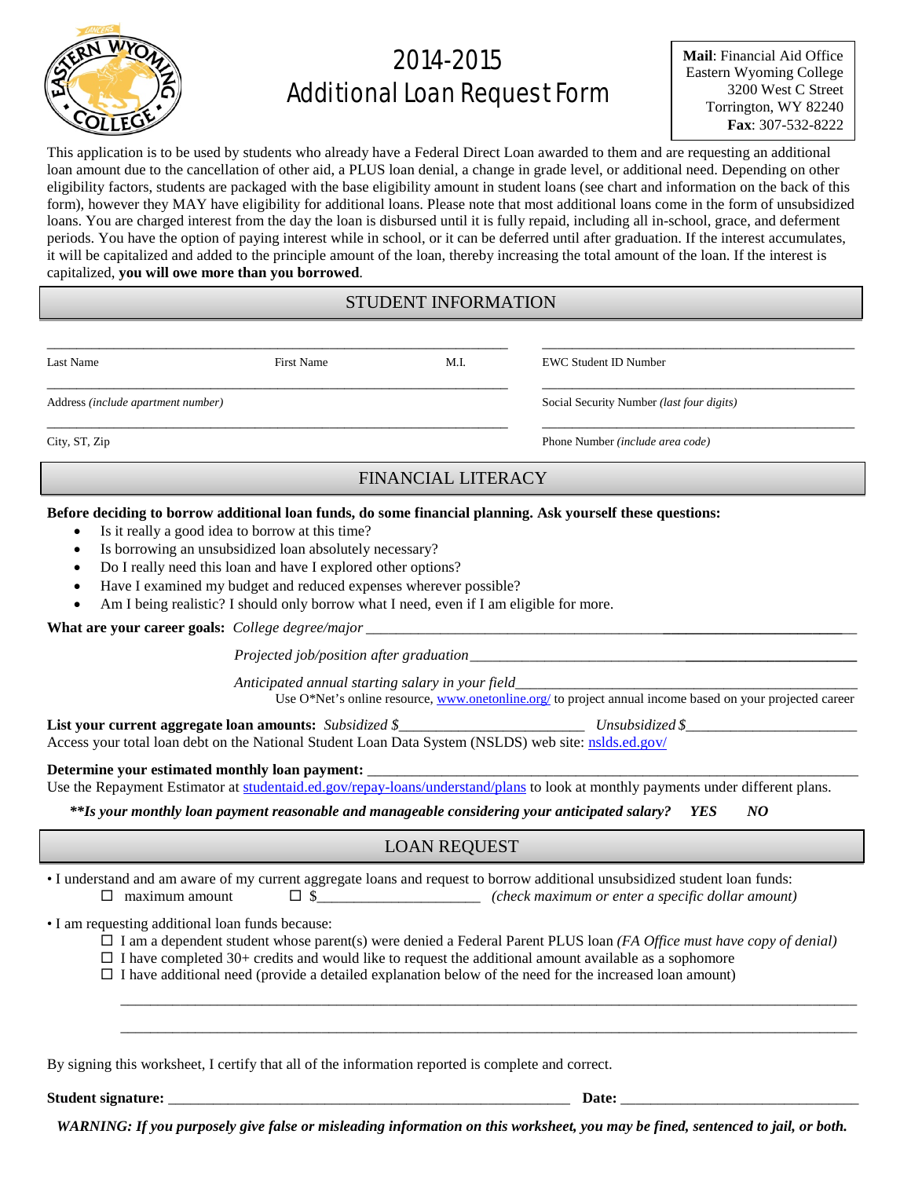# 2014-2015 Additional Loan Request Form

**Mail**: Financial Aid Office
Eastern Wyoming College
3200 West C Street
Torrington, WY 82240
**Fax**: 307-532-8222

This application is to be used by students who already have a Federal Direct Loan awarded to them and are requesting an additional loan amount due to the cancellation of other aid, a PLUS loan denial, a change in grade level, or additional need. Depending on other eligibility factors, students are packaged with the base eligibility amount in student loans (see chart and information on the back of this form), however they MAY have eligibility for additional loans. Please note that most additional loans come in the form of unsubsidized loans. You are charged interest from the day the loan is disbursed until it is fully repaid, including all in-school, grace, and deferment periods. You have the option of paying interest while in school, or it can be deferred until after graduation. If the interest accumulates, it will be capitalized and added to the principle amount of the loan, thereby increasing the total amount of the loan. If the interest is capitalized, **you will owe more than you borrowed**.

## STUDENT INFORMATION

_______________________________________________ ______________________________
Last Name First Name M.I. EWC Student ID Number

_______________________________________________ ______________________________
Address *(include apartment number)* Social Security Number *(last four digits)*

_______________________________________________ ______________________________
City, ST, Zip Phone Number *(include area code)*

## FINANCIAL LITERACY

**Before deciding to borrow additional loan funds, do some financial planning. Ask yourself these questions:**

- Is it really a good idea to borrow at this time?
- Is borrowing an unsubsidized loan absolutely necessary?
- Do I really need this loan and have I explored other options?
- Have I examined my budget and reduced expenses wherever possible?
- Am I being realistic? I should only borrow what I need, even if I am eligible for more.

**What are your career goals:** *College degree/major* ______________________________

*Projected job/position after graduation* ______________________________

*Anticipated annual starting salary in your field* ______________________________
Use O*Net's online resource, www.onetonline.org/ to project annual income based on your projected career

**List your current aggregate loan amounts:** *Subsidized $*______________________ *Unsubsidized $*______________________
Access your total loan debt on the National Student Loan Data System (NSLDS) web site: nslds.ed.gov/

**Determine your estimated monthly loan payment:** ______________________________
Use the Repayment Estimator at studentaid.ed.gov/repay-loans/understand/plans to look at monthly payments under different plans.

***\*\*Is your monthly loan payment reasonable and manageable considering your anticipated salary? YES NO***

## LOAN REQUEST

• I understand and am aware of my current aggregate loans and request to borrow additional unsubsidized student loan funds:
☐ maximum amount ☐ $______________________ *(check maximum or enter a specific dollar amount)*

• I am requesting additional loan funds because:
☐ I am a dependent student whose parent(s) were denied a Federal Parent PLUS loan *(FA Office must have copy of denial)*
☐ I have completed 30+ credits and would like to request the additional amount available as a sophomore
☐ I have additional need (provide a detailed explanation below of the need for the increased loan amount)

______________________________________________________________________________

______________________________________________________________________________

By signing this worksheet, I certify that all of the information reported is complete and correct.

**Student signature:** ______________________________ **Date:** ______________________

***WARNING: If you purposely give false or misleading information on this worksheet, you may be fined, sentenced to jail, or both.***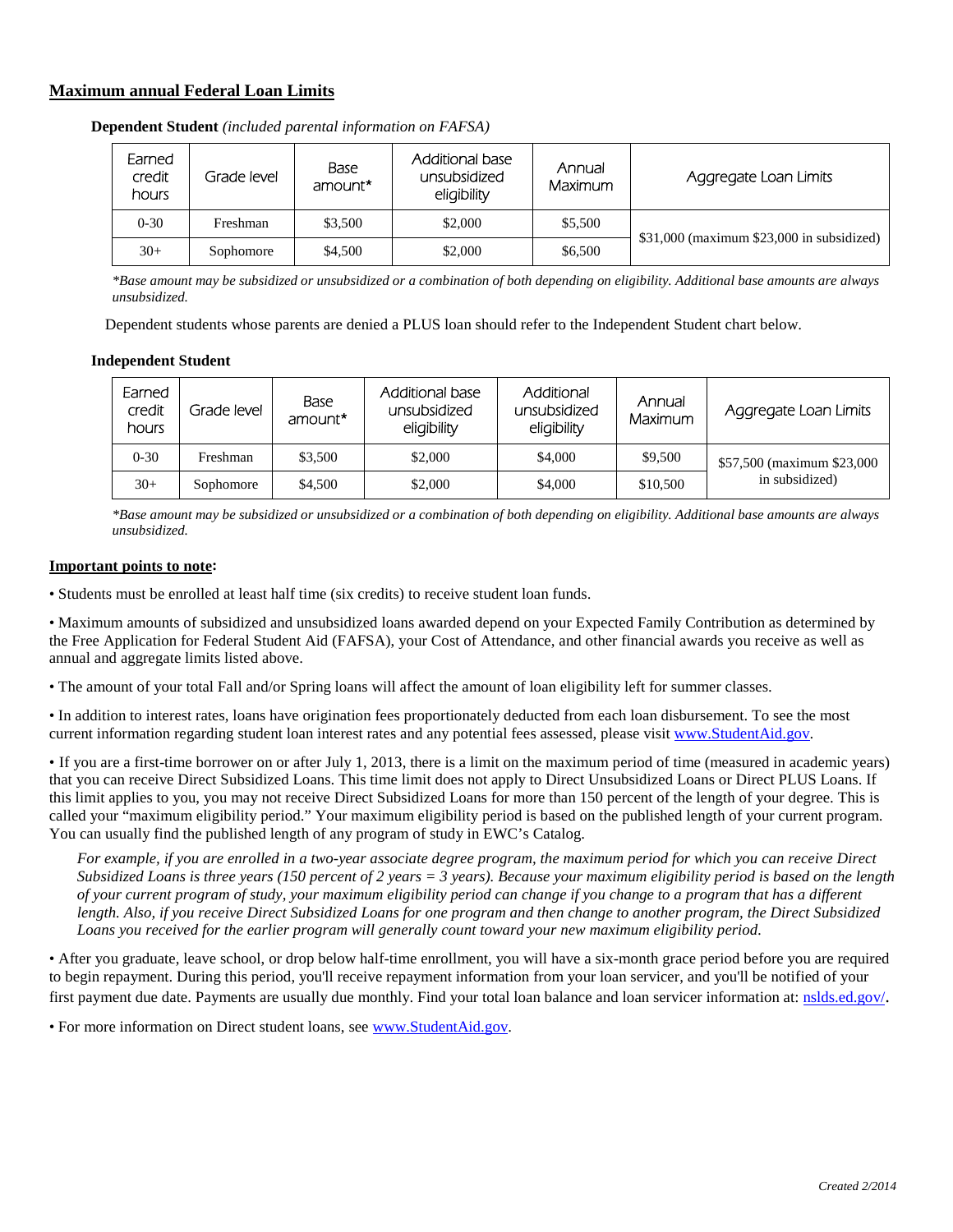## Maximum annual Federal Loan Limits

**Dependent Student** *(included parental information on FAFSA)*

| Earned credit hours | Grade level | Base amount* | Additional base unsubsidized eligibility | Annual Maximum | Aggregate Loan Limits |
|---|---|---|---|---|---|
| 0-30 | Freshman | $3,500 | $2,000 | $5,500 | $31,000 (maximum $23,000 in subsidized) |
| 30+ | Sophomore | $4,500 | $2,000 | $6,500 | |

*\*Base amount may be subsidized or unsubsidized or a combination of both depending on eligibility. Additional base amounts are always unsubsidized.*

Dependent students whose parents are denied a PLUS loan should refer to the Independent Student chart below.

**Independent Student**

| Earned credit hours | Grade level | Base amount* | Additional base unsubsidized eligibility | Additional unsubsidized eligibility | Annual Maximum | Aggregate Loan Limits |
|---|---|---|---|---|---|---|
| 0-30 | Freshman | $3,500 | $2,000 | $4,000 | $9,500 | $57,500 (maximum $23,000 in subsidized) |
| 30+ | Sophomore | $4,500 | $2,000 | $4,000 | $10,500 | |

*\*Base amount may be subsidized or unsubsidized or a combination of both depending on eligibility. Additional base amounts are always unsubsidized.*

**Important points to note:**

- Students must be enrolled at least half time (six credits) to receive student loan funds.
- Maximum amounts of subsidized and unsubsidized loans awarded depend on your Expected Family Contribution as determined by the Free Application for Federal Student Aid (FAFSA), your Cost of Attendance, and other financial awards you receive as well as annual and aggregate limits listed above.
- The amount of your total Fall and/or Spring loans will affect the amount of loan eligibility left for summer classes.
- In addition to interest rates, loans have origination fees proportionately deducted from each loan disbursement. To see the most current information regarding student loan interest rates and any potential fees assessed, please visit www.StudentAid.gov.
- If you are a first-time borrower on or after July 1, 2013, there is a limit on the maximum period of time (measured in academic years) that you can receive Direct Subsidized Loans. This time limit does not apply to Direct Unsubsidized Loans or Direct PLUS Loans. If this limit applies to you, you may not receive Direct Subsidized Loans for more than 150 percent of the length of your degree. This is called your "maximum eligibility period." Your maximum eligibility period is based on the published length of your current program. You can usually find the published length of any program of study in EWC's Catalog.

  *For example, if you are enrolled in a two-year associate degree program, the maximum period for which you can receive Direct Subsidized Loans is three years (150 percent of 2 years = 3 years). Because your maximum eligibility period is based on the length of your current program of study, your maximum eligibility period can change if you change to a program that has a different length. Also, if you receive Direct Subsidized Loans for one program and then change to another program, the Direct Subsidized Loans you received for the earlier program will generally count toward your new maximum eligibility period.*

- After you graduate, leave school, or drop below half-time enrollment, you will have a six-month grace period before you are required to begin repayment. During this period, you'll receive repayment information from your loan servicer, and you'll be notified of your first payment due date. Payments are usually due monthly. Find your total loan balance and loan servicer information at: nslds.ed.gov/.
- For more information on Direct student loans, see www.StudentAid.gov.

*Created 2/2014*